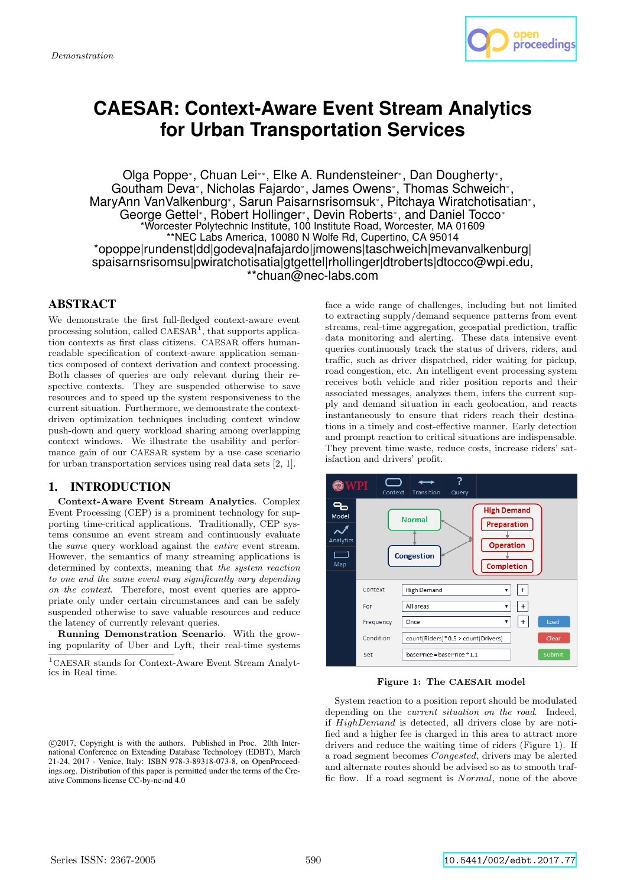Demonstration

# CAESAR: Context-Aware Event Stream Analytics for Urban Transportation Services

Olga Poppe*, Chuan Lei**, Elke A. Rundensteiner*, Dan Dougherty*, Goutham Deva*, Nicholas Fajardo*, James Owens*, Thomas Schweich*, MaryAnn VanValkenburg*, Sarun Paisarnsrisomsuk*, Pitchaya Wiratchotisatian*, George Gettel*, Robert Hollinger*, Devin Roberts*, and Daniel Tocco*

*Worcester Polytechnic Institute, 100 Institute Road, Worcester, MA 01609

**NEC Labs America, 10080 N Wolfe Rd, Cupertino, CA 95014

*opoppe|rundenst|dd|godeva|nafajardo|jmowens|taschweich|mevanvalkenburg|spaisarnsrisomsu|pwiratchotisatia|gtgettel|rhollinger|dtroberts|dtocco@wpi.edu,

**chuan@nec-labs.com

## ABSTRACT

We demonstrate the first full-fledged context-aware event processing solution, called CAESAR[1], that supports application contexts as first class citizens. CAESAR offers human-readable specification of context-aware application semantics composed of context derivation and context processing. Both classes of queries are only relevant during their respective contexts. They are suspended otherwise to save resources and to speed up the system responsiveness to the current situation. Furthermore, we demonstrate the context-driven optimization techniques including context window push-down and query workload sharing among overlapping context windows. We illustrate the usability and performance gain of our CAESAR system by a use case scenario for urban transportation services using real data sets [2, 1].

## 1. INTRODUCTION

**Context-Aware Event Stream Analytics.** Complex Event Processing (CEP) is a prominent technology for supporting time-critical applications. Traditionally, CEP systems consume an event stream and continuously evaluate the *same* query workload against the *entire* event stream. However, the semantics of many streaming applications is determined by contexts, meaning that *the system reaction to one and the same event may significantly vary depending on the context*. Therefore, most event queries are appropriate only under certain circumstances and can be safely suspended otherwise to save valuable resources and reduce the latency of currently relevant queries.

**Running Demonstration Scenario.** With the growing popularity of Uber and Lyft, their real-time systems face a wide range of challenges, including but not limited to extracting supply/demand sequence patterns from event streams, real-time aggregation, geospatial prediction, traffic data monitoring and alerting. These data intensive event queries continuously track the status of drivers, riders, and traffic, such as driver dispatched, rider waiting for pickup, road congestion, etc. An intelligent event processing system receives both vehicle and rider position reports and their associated messages, analyzes them, infers the current supply and demand situation in each geolocation, and reacts instantaneously to ensure that riders reach their destinations in a timely and cost-effective manner. Early detection and prompt reaction to critical situations are indispensable. They prevent time waste, reduce costs, increase riders' satisfaction and drivers' profit.

Figure 1: The CAESAR model

System reaction to a position report should be modulated depending on the *current situation on the road*. Indeed, if *HighDemand* is detected, all drivers close by are notified and a higher fee is charged in this area to attract more drivers and reduce the waiting time of riders (Figure 1). If a road segment becomes *Congested*, drivers may be alerted and alternate routes should be advised so as to smooth traffic flow. If a road segment is *Normal*, none of the above

[1] CAESAR stands for Context-Aware Event Stream Analytics in Real time.

©2017, Copyright is with the authors. Published in Proc. 20th International Conference on Extending Database Technology (EDBT), March 21-24, 2017 - Venice, Italy: ISBN 978-3-89318-073-8, on OpenProceedings.org. Distribution of this paper is permitted under the terms of the Creative Commons license CC-by-nc-nd 4.0

Series ISSN: 2367-2005

10.5441/002/edbt.2017.77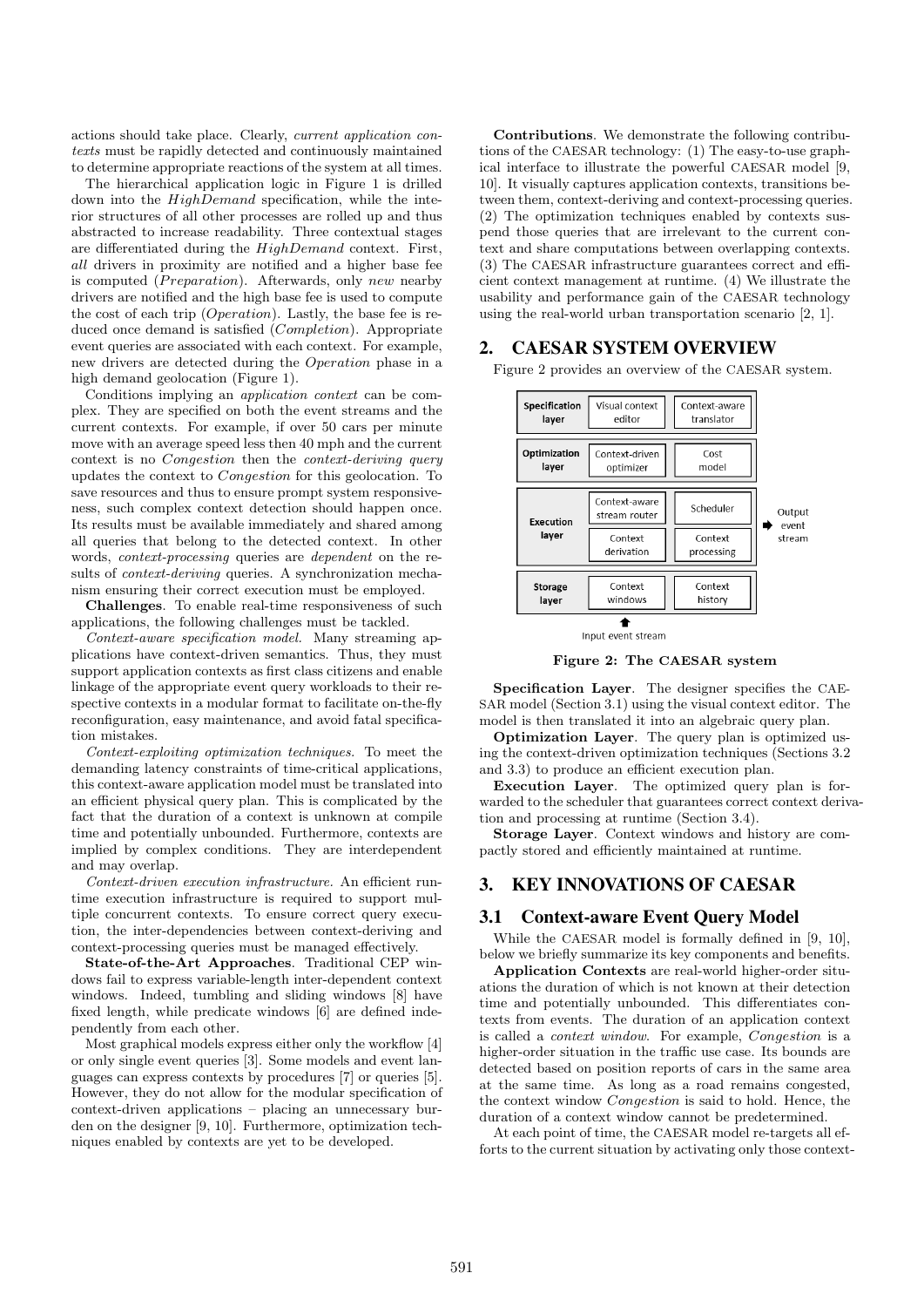actions should take place. Clearly, *current application contexts* must be rapidly detected and continuously maintained to determine appropriate reactions of the system at all times.

The hierarchical application logic in Figure 1 is drilled down into the *HighDemand* specification, while the interior structures of all other processes are rolled up and thus abstracted to increase readability. Three contextual stages are differentiated during the *HighDemand* context. First, *all* drivers in proximity are notified and a higher base fee is computed (*Preparation*). Afterwards, only *new* nearby drivers are notified and the high base fee is used to compute the cost of each trip (*Operation*). Lastly, the base fee is reduced once demand is satisfied (*Completion*). Appropriate event queries are associated with each context. For example, new drivers are detected during the *Operation* phase in a high demand geolocation (Figure 1).

Conditions implying an *application context* can be complex. They are specified on both the event streams and the current contexts. For example, if over 50 cars per minute move with an average speed less then 40 mph and the current context is no *Congestion* then the *context-deriving query* updates the context to *Congestion* for this geolocation. To save resources and thus to ensure prompt system responsiveness, such complex context detection should happen once. Its results must be available immediately and shared among all queries that belong to the detected context. In other words, *context-processing* queries are *dependent* on the results of *context-deriving* queries. A synchronization mechanism ensuring their correct execution must be employed.

**Challenges**. To enable real-time responsiveness of such applications, the following challenges must be tackled.

*Context-aware specification model.* Many streaming applications have context-driven semantics. Thus, they must support application contexts as first class citizens and enable linkage of the appropriate event query workloads to their respective contexts in a modular format to facilitate on-the-fly reconfiguration, easy maintenance, and avoid fatal specification mistakes.

*Context-exploiting optimization techniques.* To meet the demanding latency constraints of time-critical applications, this context-aware application model must be translated into an efficient physical query plan. This is complicated by the fact that the duration of a context is unknown at compile time and potentially unbounded. Furthermore, contexts are implied by complex conditions. They are interdependent and may overlap.

*Context-driven execution infrastructure.* An efficient runtime execution infrastructure is required to support multiple concurrent contexts. To ensure correct query execution, the inter-dependencies between context-deriving and context-processing queries must be managed effectively.

**State-of-the-Art Approaches**. Traditional CEP windows fail to express variable-length inter-dependent context windows. Indeed, tumbling and sliding windows [8] have fixed length, while predicate windows [6] are defined independently from each other.

Most graphical models express either only the workflow [4] or only single event queries [3]. Some models and event languages can express contexts by procedures [7] or queries [5]. However, they do not allow for the modular specification of context-driven applications – placing an unnecessary burden on the designer [9, 10]. Furthermore, optimization techniques enabled by contexts are yet to be developed.

**Contributions**. We demonstrate the following contributions of the CAESAR technology: (1) The easy-to-use graphical interface to illustrate the powerful CAESAR model [9, 10]. It visually captures application contexts, transitions between them, context-deriving and context-processing queries. (2) The optimization techniques enabled by contexts suspend those queries that are irrelevant to the current context and share computations between overlapping contexts. (3) The CAESAR infrastructure guarantees correct and efficient context management at runtime. (4) We illustrate the usability and performance gain of the CAESAR technology using the real-world urban transportation scenario [2, 1].

## 2. CAESAR SYSTEM OVERVIEW

Figure 2 provides an overview of the CAESAR system.

**Figure 2: The CAESAR system**

**Specification Layer**. The designer specifies the CAESAR model (Section 3.1) using the visual context editor. The model is then translated it into an algebraic query plan.

**Optimization Layer**. The query plan is optimized using the context-driven optimization techniques (Sections 3.2 and 3.3) to produce an efficient execution plan.

**Execution Layer**. The optimized query plan is forwarded to the scheduler that guarantees correct context derivation and processing at runtime (Section 3.4).

**Storage Layer**. Context windows and history are compactly stored and efficiently maintained at runtime.

## 3. KEY INNOVATIONS OF CAESAR

### 3.1 Context-aware Event Query Model

While the CAESAR model is formally defined in [9, 10], below we briefly summarize its key components and benefits.

**Application Contexts** are real-world higher-order situations the duration of which is not known at their detection time and potentially unbounded. This differentiates contexts from events. The duration of an application context is called a *context window*. For example, *Congestion* is a higher-order situation in the traffic use case. Its bounds are detected based on position reports of cars in the same area at the same time. As long as a road remains congested, the context window *Congestion* is said to hold. Hence, the duration of a context window cannot be predetermined.

At each point of time, the CAESAR model re-targets all efforts to the current situation by activating only those context-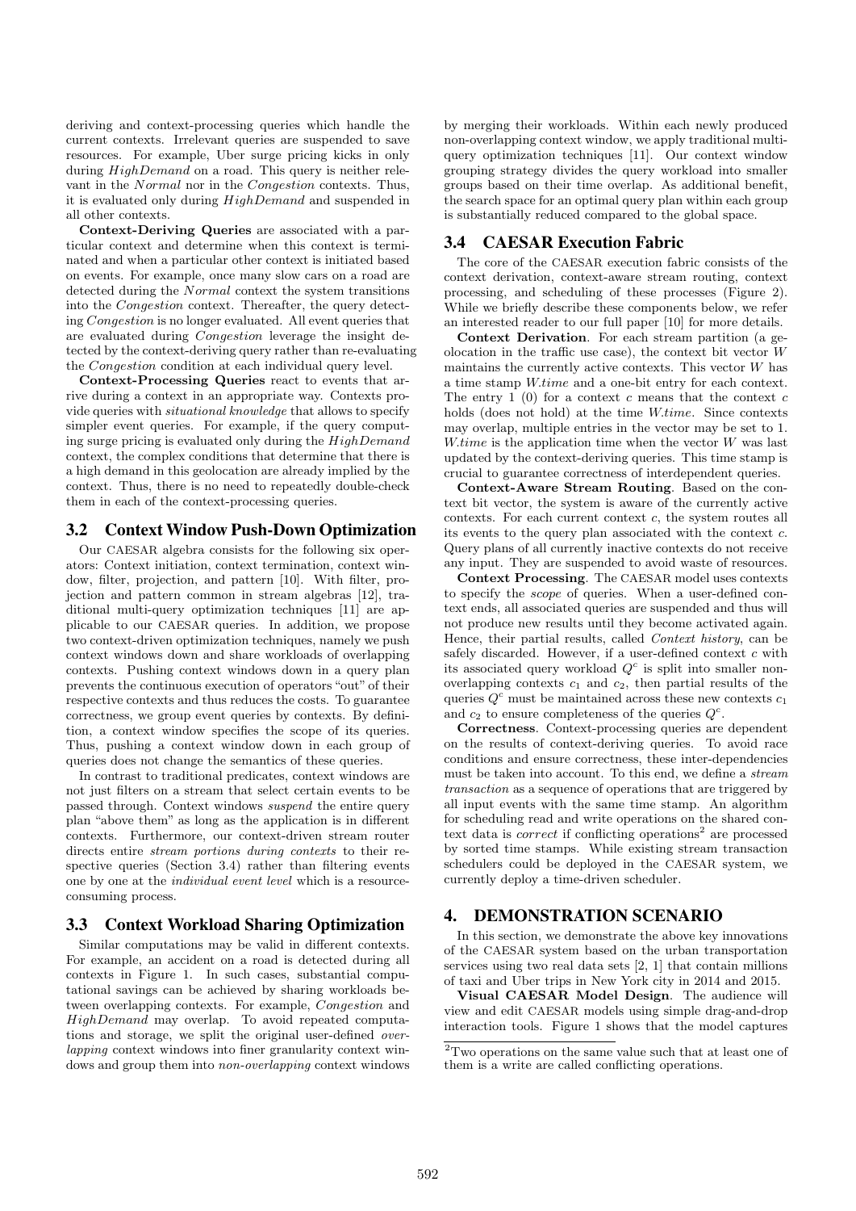deriving and context-processing queries which handle the current contexts. Irrelevant queries are suspended to save resources. For example, Uber surge pricing kicks in only during *HighDemand* on a road. This query is neither relevant in the *Normal* nor in the *Congestion* contexts. Thus, it is evaluated only during *HighDemand* and suspended in all other contexts.

**Context-Deriving Queries** are associated with a particular context and determine when this context is terminated and when a particular other context is initiated based on events. For example, once many slow cars on a road are detected during the *Normal* context the system transitions into the *Congestion* context. Thereafter, the query detecting *Congestion* is no longer evaluated. All event queries that are evaluated during *Congestion* leverage the insight detected by the context-deriving query rather than re-evaluating the *Congestion* condition at each individual query level.

**Context-Processing Queries** react to events that arrive during a context in an appropriate way. Contexts provide queries with *situational knowledge* that allows to specify simpler event queries. For example, if the query computing surge pricing is evaluated only during the *HighDemand* context, the complex conditions that determine that there is a high demand in this geolocation are already implied by the context. Thus, there is no need to repeatedly double-check them in each of the context-processing queries.

## 3.2 Context Window Push-Down Optimization

Our CAESAR algebra consists for the following six operators: Context initiation, context termination, context window, filter, projection, and pattern [10]. With filter, projection and pattern common in stream algebras [12], traditional multi-query optimization techniques [11] are applicable to our CAESAR queries. In addition, we propose two context-driven optimization techniques, namely we push context windows down and share workloads of overlapping contexts. Pushing context windows down in a query plan prevents the continuous execution of operators "out" of their respective contexts and thus reduces the costs. To guarantee correctness, we group event queries by contexts. By definition, a context window specifies the scope of its queries. Thus, pushing a context window down in each group of queries does not change the semantics of these queries.

In contrast to traditional predicates, context windows are not just filters on a stream that select certain events to be passed through. Context windows *suspend* the entire query plan "above them" as long as the application is in different contexts. Furthermore, our context-driven stream router directs entire *stream portions during contexts* to their respective queries (Section 3.4) rather than filtering events one by one at the *individual event level* which is a resource-consuming process.

## 3.3 Context Workload Sharing Optimization

Similar computations may be valid in different contexts. For example, an accident on a road is detected during all contexts in Figure 1. In such cases, substantial computational savings can be achieved by sharing workloads between overlapping contexts. For example, *Congestion* and *HighDemand* may overlap. To avoid repeated computations and storage, we split the original user-defined *overlapping* context windows into finer granularity context windows and group them into *non-overlapping* context windows by merging their workloads. Within each newly produced non-overlapping context window, we apply traditional multi-query optimization techniques [11]. Our context window grouping strategy divides the query workload into smaller groups based on their time overlap. As additional benefit, the search space for an optimal query plan within each group is substantially reduced compared to the global space.

## 3.4 CAESAR Execution Fabric

The core of the CAESAR execution fabric consists of the context derivation, context-aware stream routing, context processing, and scheduling of these processes (Figure 2). While we briefly describe these components below, we refer an interested reader to our full paper [10] for more details.

**Context Derivation**. For each stream partition (a geolocation in the traffic use case), the context bit vector $W$ maintains the currently active contexts. This vector $W$ has a time stamp $W.time$ and a one-bit entry for each context. The entry 1 (0) for a context $c$ means that the context $c$ holds (does not hold) at the time $W.time$. Since contexts may overlap, multiple entries in the vector may be set to 1. $W.time$ is the application time when the vector $W$ was last updated by the context-deriving queries. This time stamp is crucial to guarantee correctness of interdependent queries.

**Context-Aware Stream Routing**. Based on the context bit vector, the system is aware of the currently active contexts. For each current context $c$, the system routes all its events to the query plan associated with the context $c$. Query plans of all currently inactive contexts do not receive any input. They are suspended to avoid waste of resources.

**Context Processing**. The CAESAR model uses contexts to specify the *scope* of queries. When a user-defined context ends, all associated queries are suspended and thus will not produce new results until they become activated again. Hence, their partial results, called *Context history*, can be safely discarded. However, if a user-defined context $c$ with its associated query workload $Q^c$ is split into smaller non-overlapping contexts $c_1$ and $c_2$, then partial results of the queries $Q^c$ must be maintained across these new contexts $c_1$ and $c_2$ to ensure completeness of the queries $Q^c$.

**Correctness**. Context-processing queries are dependent on the results of context-deriving queries. To avoid race conditions and ensure correctness, these inter-dependencies must be taken into account. To this end, we define a *stream transaction* as a sequence of operations that are triggered by all input events with the same time stamp. An algorithm for scheduling read and write operations on the shared context data is *correct* if conflicting operations[2] are processed by sorted time stamps. While existing stream transaction schedulers could be deployed in the CAESAR system, we currently deploy a time-driven scheduler.

# 4. DEMONSTRATION SCENARIO

In this section, we demonstrate the above key innovations of the CAESAR system based on the urban transportation services using two real data sets [2, 1] that contain millions of taxi and Uber trips in New York city in 2014 and 2015.

**Visual CAESAR Model Design**. The audience will view and edit CAESAR models using simple drag-and-drop interaction tools. Figure 1 shows that the model captures

[2] Two operations on the same value such that at least one of them is a write are called conflicting operations.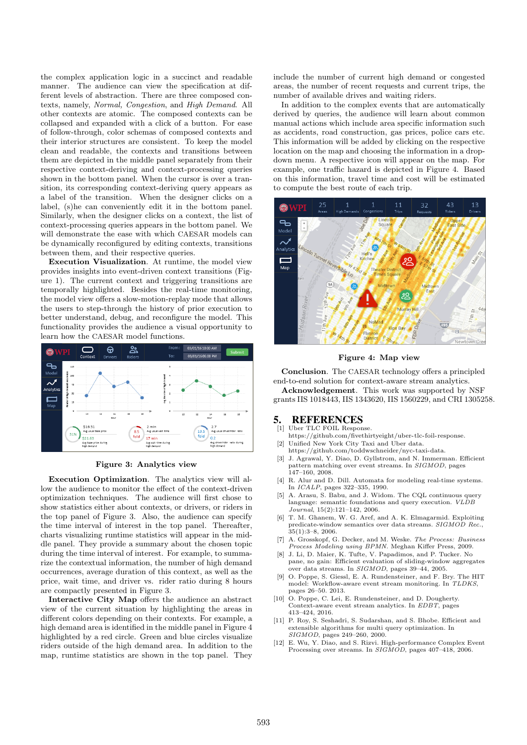the complex application logic in a succinct and readable manner. The audience can view the specification at different levels of abstraction. There are three composed contexts, namely, *Normal*, *Congestion*, and *High Demand*. All other contexts are atomic. The composed contexts can be collapsed and expanded with a click of a button. For ease of follow-through, color schemas of composed contexts and their interior structures are consistent. To keep the model clean and readable, the contexts and transitions between them are depicted in the middle panel separately from their respective context-deriving and context-processing queries shown in the bottom panel. When the cursor is over a transition, its corresponding context-deriving query appears as a label of the transition. When the designer clicks on a label, (s)he can conveniently edit it in the bottom panel. Similarly, when the designer clicks on a context, the list of context-processing queries appears in the bottom panel. We will demonstrate the ease with which CAESAR models can be dynamically reconfigured by editing contexts, transitions between them, and their respective queries.

**Execution Visualization.** At runtime, the model view provides insights into event-driven context transitions (Figure 1). The current context and triggering transitions are temporally highlighted. Besides the real-time monitoring, the model view offers a slow-motion-replay mode that allows the users to step-through the history of prior execution to better understand, debug, and reconfigure the model. This functionality provides the audience a visual opportunity to learn how the CAESAR model functions.

**Figure 3: Analytics view**

**Execution Optimization.** The analytics view will allow the audience to monitor the effect of the context-driven optimization techniques. The audience will first chose to show statistics either about contexts, or drivers, or riders in the top panel of Figure 3. Also, the audience can specify the time interval of interest in the top panel. Thereafter, charts visualizing runtime statistics will appear in the middle panel. They provide a summary about the chosen topic during the time interval of interest. For example, to summarize the contextual information, the number of high demand occurrences, average duration of this context, as well as the price, wait time, and driver vs. rider ratio during 8 hours are compactly presented in Figure 3.

**Interactive City Map** offers the audience an abstract view of the current situation by highlighting the areas in different colors depending on their contexts. For example, a high demand area is identified in the middle panel in Figure 4 highlighted by a red circle. Green and blue circles visualize riders outside of the high demand area. In addition to the map, runtime statistics are shown in the top panel. They include the number of current high demand or congested areas, the number of recent requests and current trips, the number of available drives and waiting riders.

In addition to the complex events that are automatically derived by queries, the audience will learn about common manual actions which include area specific information such as accidents, road construction, gas prices, police cars etc. This information will be added by clicking on the respective location on the map and choosing the information in a drop-down menu. A respective icon will appear on the map. For example, one traffic hazard is depicted in Figure 4. Based on this information, travel time and cost will be estimated to compute the best route of each trip.

**Figure 4: Map view**

**Conclusion**. The CAESAR technology offers a principled end-to-end solution for context-aware stream analytics.

**Acknowledgement**. This work was supported by NSF grants IIS 1018443, IIS 1343620, IIS 1560229, and CRI 1305258.

## 5. REFERENCES

[1] Uber TLC FOIL Response. https://github.com/fivethirtyeight/uber-tlc-foil-response.

[2] Unified New York City Taxi and Uber data. https://github.com/toddwschneider/nyc-taxi-data.

[3] J. Agrawal, Y. Diao, D. Gyllstrom, and N. Immerman. Efficient pattern matching over event streams. In *SIGMOD*, pages 147–160, 2008.

[4] R. Alur and D. Dill. Automata for modeling real-time systems. In *ICALP*, pages 322–335, 1990.

[5] A. Arasu, S. Babu, and J. Widom. The CQL continuous query language: semantic foundations and query execution. *VLDB Journal*, 15(2):121–142, 2006.

[6] T. M. Ghanem, W. G. Aref, and A. K. Elmagarmid. Exploiting predicate-window semantics over data streams. *SIGMOD Rec.*, 35(1):3–8, 2006.

[7] A. Grosskopf, G. Decker, and M. Weske. *The Process: Business Process Modeling using BPMN*. Meghan Kiffer Press, 2009.

[8] J. Li, D. Maier, K. Tufte, V. Papadimos, and P. Tucker. No pane, no gain: Efficient evaluation of sliding-window aggregates over data streams. In *SIGMOD*, pages 39–44, 2005.

[9] O. Poppe, S. Giessl, E. A. Rundensteiner, and F. Bry. The HIT model: Workflow-aware event stream monitoring. In *TLDKS*, pages 26–50. 2013.

[10] O. Poppe, C. Lei, E. Rundensteiner, and D. Dougherty. Context-aware event stream analytics. In *EDBT*, pages 413–424, 2016.

[11] P. Roy, S. Seshadri, S. Sudarshan, and S. Bhobe. Efficient and extensible algorithms for multi query optimization. In *SIGMOD*, pages 249–260, 2000.

[12] E. Wu, Y. Diao, and S. Rizvi. High-performance Complex Event Processing over streams. In *SIGMOD*, pages 407–418, 2006.